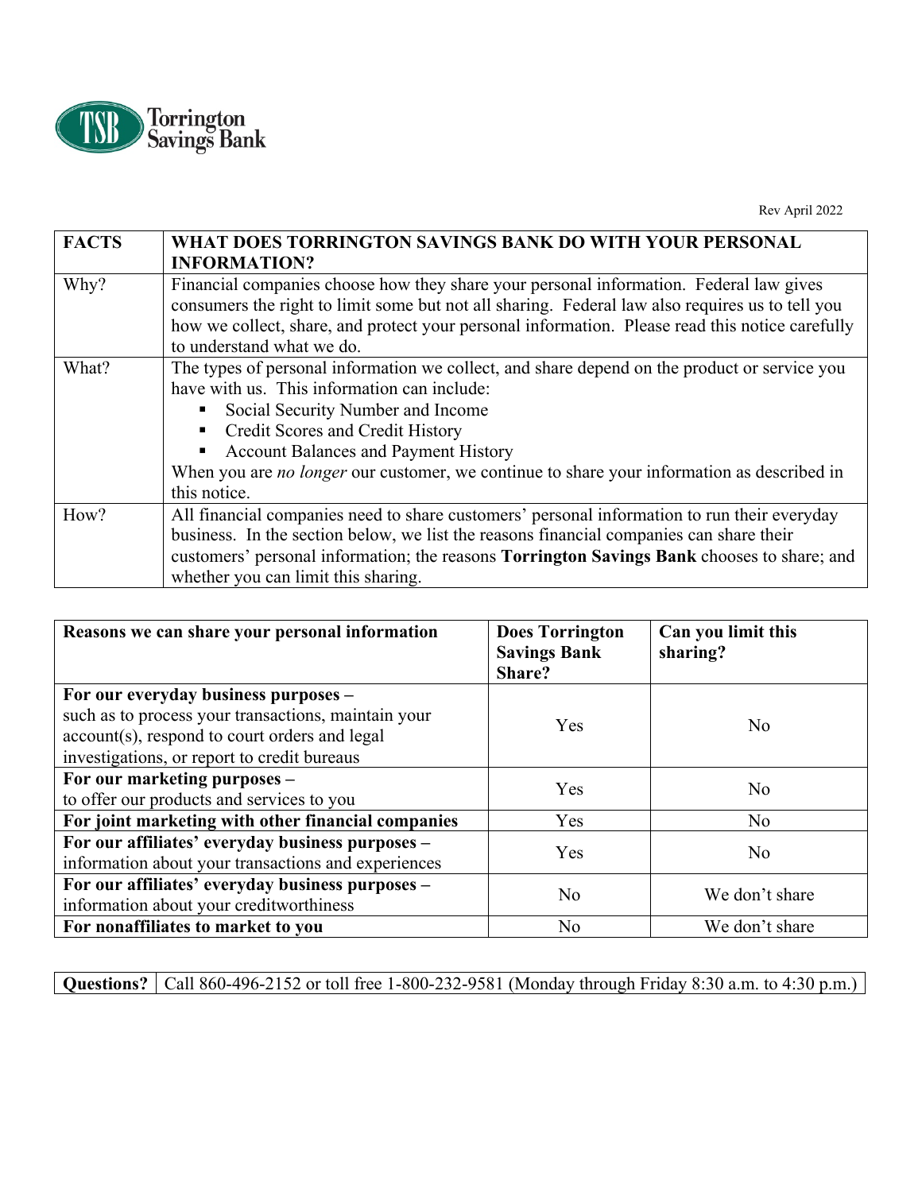Torrington Savings Bank

Rev April 2022

| FACTS | WHAT DOES TORRINGTON SAVINGS BANK DO WITH YOUR PERSONAL INFORMATION? |
|---|---|
| Why? | Financial companies choose how they share your personal information. Federal law gives consumers the right to limit some but not all sharing. Federal law also requires us to tell you how we collect, share, and protect your personal information. Please read this notice carefully to understand what we do. |
| What? | The types of personal information we collect, and share depend on the product or service you have with us. This information can include:<br>▪ Social Security Number and Income<br>▪ Credit Scores and Credit History<br>▪ Account Balances and Payment History<br>When you are *no longer* our customer, we continue to share your information as described in this notice. |
| How? | All financial companies need to share customers' personal information to run their everyday business. In the section below, we list the reasons financial companies can share their customers' personal information; the reasons **Torrington Savings Bank** chooses to share; and whether you can limit this sharing. |

| Reasons we can share your personal information | Does Torrington Savings Bank Share? | Can you limit this sharing? |
|---|---|---|
| **For our everyday business purposes –** such as to process your transactions, maintain your account(s), respond to court orders and legal investigations, or report to credit bureaus | Yes | No |
| **For our marketing purposes –** to offer our products and services to you | Yes | No |
| **For joint marketing with other financial companies** | Yes | No |
| **For our affiliates' everyday business purposes –** information about your transactions and experiences | Yes | No |
| **For our affiliates' everyday business purposes –** information about your creditworthiness | No | We don't share |
| **For nonaffiliates to market to you** | No | We don't share |

| **Questions?** | Call 860-496-2152 or toll free 1-800-232-9581 (Monday through Friday 8:30 a.m. to 4:30 p.m.) |
|---|---|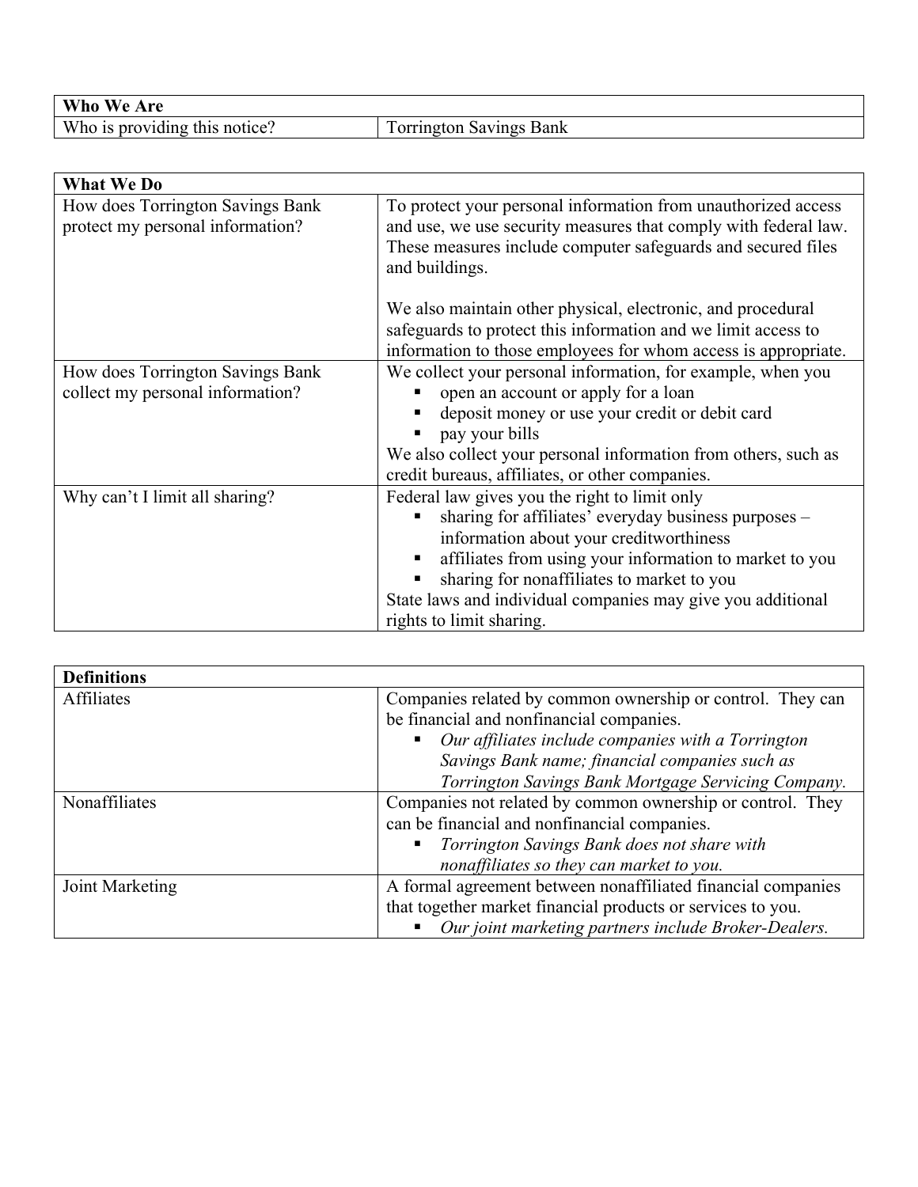| **Who We Are** | |
|---|---|
| Who is providing this notice? | Torrington Savings Bank |

| **What We Do** | |
|---|---|
| How does Torrington Savings Bank protect my personal information? | To protect your personal information from unauthorized access and use, we use security measures that comply with federal law. These measures include computer safeguards and secured files and buildings.<br><br>We also maintain other physical, electronic, and procedural safeguards to protect this information and we limit access to information to those employees for whom access is appropriate. |
| How does Torrington Savings Bank collect my personal information? | We collect your personal information, for example, when you<br>▪ open an account or apply for a loan<br>▪ deposit money or use your credit or debit card<br>▪ pay your bills<br>We also collect your personal information from others, such as credit bureaus, affiliates, or other companies. |
| Why can't I limit all sharing? | Federal law gives you the right to limit only<br>▪ sharing for affiliates' everyday business purposes – information about your creditworthiness<br>▪ affiliates from using your information to market to you<br>▪ sharing for nonaffiliates to market to you<br>State laws and individual companies may give you additional rights to limit sharing. |

| **Definitions** | |
|---|---|
| Affiliates | Companies related by common ownership or control. They can be financial and nonfinancial companies.<br>▪ *Our affiliates include companies with a Torrington Savings Bank name; financial companies such as Torrington Savings Bank Mortgage Servicing Company.* |
| Nonaffiliates | Companies not related by common ownership or control. They can be financial and nonfinancial companies.<br>▪ *Torrington Savings Bank does not share with nonaffiliates so they can market to you.* |
| Joint Marketing | A formal agreement between nonaffiliated financial companies that together market financial products or services to you.<br>▪ *Our joint marketing partners include Broker-Dealers.* |